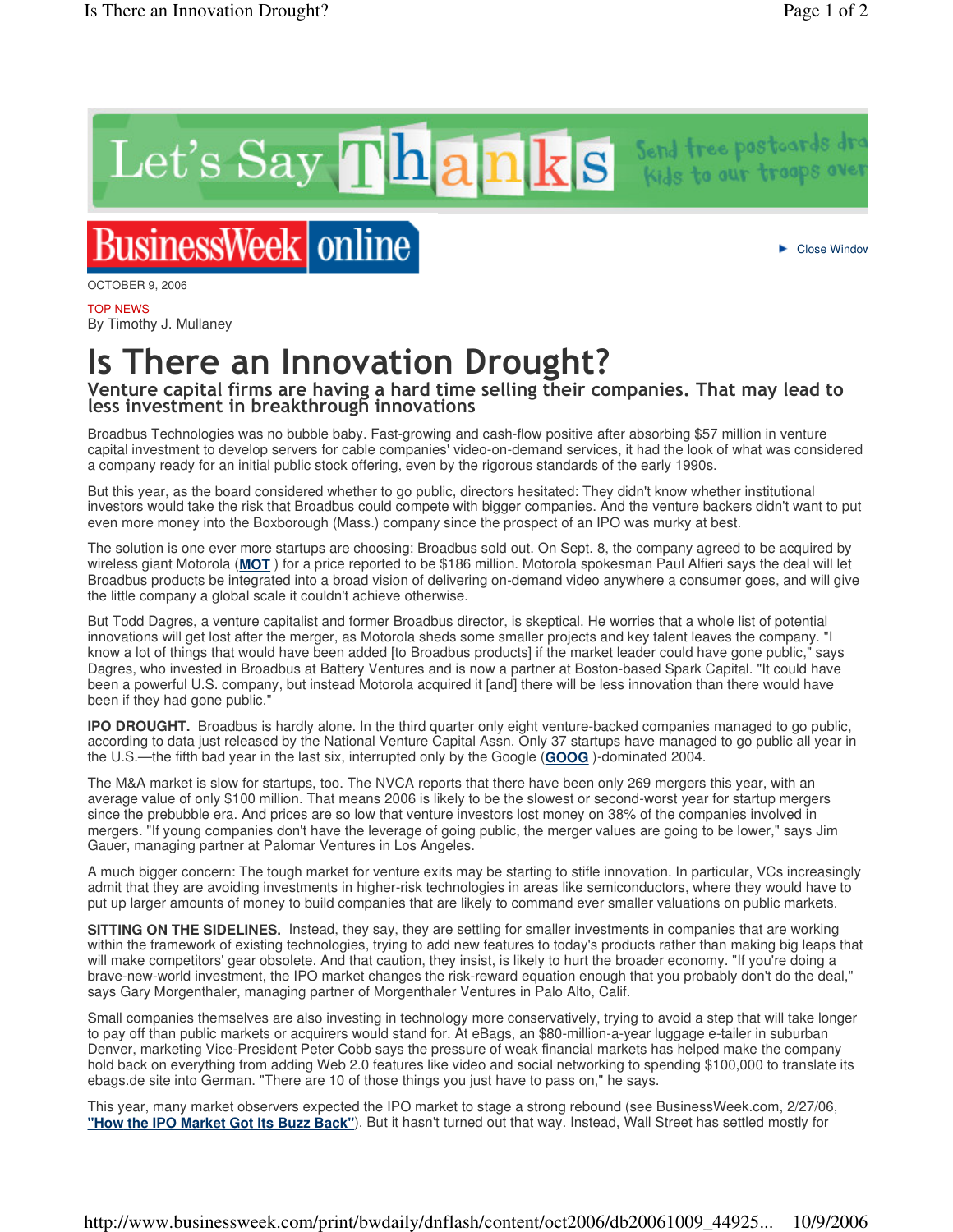OCTOBER 9, 2006

TOP NEWS

By Timothy J. Mullaney

# Is There an Innovation Drought?

## Venture capital firms are having a hard time selling their companies. That may lead to less investment in breakthrough innovations

Broadbus Technologies was no bubble baby. Fast-growing and cash-flow positive after absorbing $57 million in venture capital investment to develop servers for cable companies' video-on-demand services, it had the look of what was considered a company ready for an initial public stock offering, even by the rigorous standards of the early 1990s.

But this year, as the board considered whether to go public, directors hesitated: They didn't know whether institutional investors would take the risk that Broadbus could compete with bigger companies. And the venture backers didn't want to put even more money into the Boxborough (Mass.) company since the prospect of an IPO was murky at best.

The solution is one ever more startups are choosing: Broadbus sold out. On Sept. 8, the company agreed to be acquired by wireless giant Motorola (**MOT**) for a price reported to be $186 million. Motorola spokesman Paul Alfieri says the deal will let Broadbus products be integrated into a broad vision of delivering on-demand video anywhere a consumer goes, and will give the little company a global scale it couldn't achieve otherwise.

But Todd Dagres, a venture capitalist and former Broadbus director, is skeptical. He worries that a whole list of potential innovations will get lost after the merger, as Motorola sheds some smaller projects and key talent leaves the company. "I know a lot of things that would have been added [to Broadbus products] if the market leader could have gone public," says Dagres, who invested in Broadbus at Battery Ventures and is now a partner at Boston-based Spark Capital. "It could have been a powerful U.S. company, but instead Motorola acquired it [and] there will be less innovation than there would have been if they had gone public."

**IPO DROUGHT.** Broadbus is hardly alone. In the third quarter only eight venture-backed companies managed to go public, according to data just released by the National Venture Capital Assn. Only 37 startups have managed to go public all year in the U.S.—the fifth bad year in the last six, interrupted only by the Google (**GOOG**)-dominated 2004.

The M&A market is slow for startups, too. The NVCA reports that there have been only 269 mergers this year, with an average value of only $100 million. That means 2006 is likely to be the slowest or second-worst year for startup mergers since the prebubble era. And prices are so low that venture investors lost money on 38% of the companies involved in mergers. "If young companies don't have the leverage of going public, the merger values are going to be lower," says Jim Gauer, managing partner at Palomar Ventures in Los Angeles.

A much bigger concern: The tough market for venture exits may be starting to stifle innovation. In particular, VCs increasingly admit that they are avoiding investments in higher-risk technologies in areas like semiconductors, where they would have to put up larger amounts of money to build companies that are likely to command ever smaller valuations on public markets.

**SITTING ON THE SIDELINES.** Instead, they say, they are settling for smaller investments in companies that are working within the framework of existing technologies, trying to add new features to today's products rather than making big leaps that will make competitors' gear obsolete. And that caution, they insist, is likely to hurt the broader economy. "If you're doing a brave-new-world investment, the IPO market changes the risk-reward equation enough that you probably don't do the deal," says Gary Morgenthaler, managing partner of Morgenthaler Ventures in Palo Alto, Calif.

Small companies themselves are also investing in technology more conservatively, trying to avoid a step that will take longer to pay off than public markets or acquirers would stand for. At eBags, an $80-million-a-year luggage e-tailer in suburban Denver, marketing Vice-President Peter Cobb says the pressure of weak financial markets has helped make the company hold back on everything from adding Web 2.0 features like video and social networking to spending $100,000 to translate its ebags.de site into German. "There are 10 of those things you just have to pass on," he says.

This year, many market observers expected the IPO market to stage a strong rebound (see BusinessWeek.com, 2/27/06, **"How the IPO Market Got Its Buzz Back"**). But it hasn't turned out that way. Instead, Wall Street has settled mostly for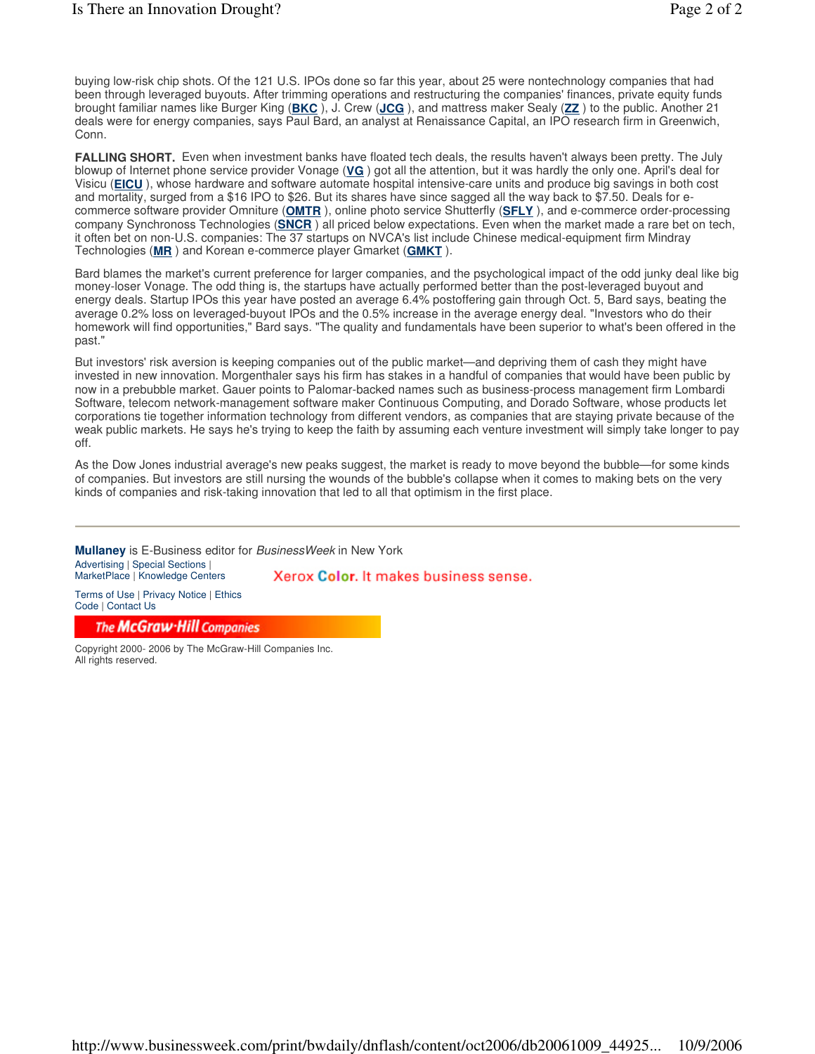buying low-risk chip shots. Of the 121 U.S. IPOs done so far this year, about 25 were nontechnology companies that had been through leveraged buyouts. After trimming operations and restructuring the companies' finances, private equity funds brought familiar names like Burger King (**BKC** ), J. Crew (**JCG** ), and mattress maker Sealy (**ZZ** ) to the public. Another 21 deals were for energy companies, says Paul Bard, an analyst at Renaissance Capital, an IPO research firm in Greenwich, Conn.

**FALLING SHORT.** Even when investment banks have floated tech deals, the results haven't always been pretty. The July blowup of Internet phone service provider Vonage (**VG** ) got all the attention, but it was hardly the only one. April's deal for Visicu (**EICU** ), whose hardware and software automate hospital intensive-care units and produce big savings in both cost and mortality, surged from a $16 IPO to $26. But its shares have since sagged all the way back to $7.50. Deals for e-commerce software provider Omniture (**OMTR** ), online photo service Shutterfly (**SFLY** ), and e-commerce order-processing company Synchronoss Technologies (**SNCR** ) all priced below expectations. Even when the market made a rare bet on tech, it often bet on non-U.S. companies: The 37 startups on NVCA's list include Chinese medical-equipment firm Mindray Technologies (**MR** ) and Korean e-commerce player Gmarket (**GMKT** ).

Bard blames the market's current preference for larger companies, and the psychological impact of the odd junky deal like big money-loser Vonage. The odd thing is, the startups have actually performed better than the post-leveraged buyout and energy deals. Startup IPOs this year have posted an average 6.4% postoffering gain through Oct. 5, Bard says, beating the average 0.2% loss on leveraged-buyout IPOs and the 0.5% increase in the average energy deal. "Investors who do their homework will find opportunities," Bard says. "The quality and fundamentals have been superior to what's been offered in the past."

But investors' risk aversion is keeping companies out of the public market—and depriving them of cash they might have invested in new innovation. Morgenthaler says his firm has stakes in a handful of companies that would have been public by now in a prebubble market. Gauer points to Palomar-backed names such as business-process management firm Lombardi Software, telecom network-management software maker Continuous Computing, and Dorado Software, whose products let corporations tie together information technology from different vendors, as companies that are staying private because of the weak public markets. He says he's trying to keep the faith by assuming each venture investment will simply take longer to pay off.

As the Dow Jones industrial average's new peaks suggest, the market is ready to move beyond the bubble—for some kinds of companies. But investors are still nursing the wounds of the bubble's collapse when it comes to making bets on the very kinds of companies and risk-taking innovation that led to all that optimism in the first place.

---

**Mullaney** is E-Business editor for *BusinessWeek* in New York

Advertising | Special Sections | MarketPlace | Knowledge Centers

Xerox Color. It makes business sense.

Terms of Use | Privacy Notice | Ethics Code | Contact Us

The McGraw-Hill Companies

Copyright 2000- 2006 by The McGraw-Hill Companies Inc.
All rights reserved.